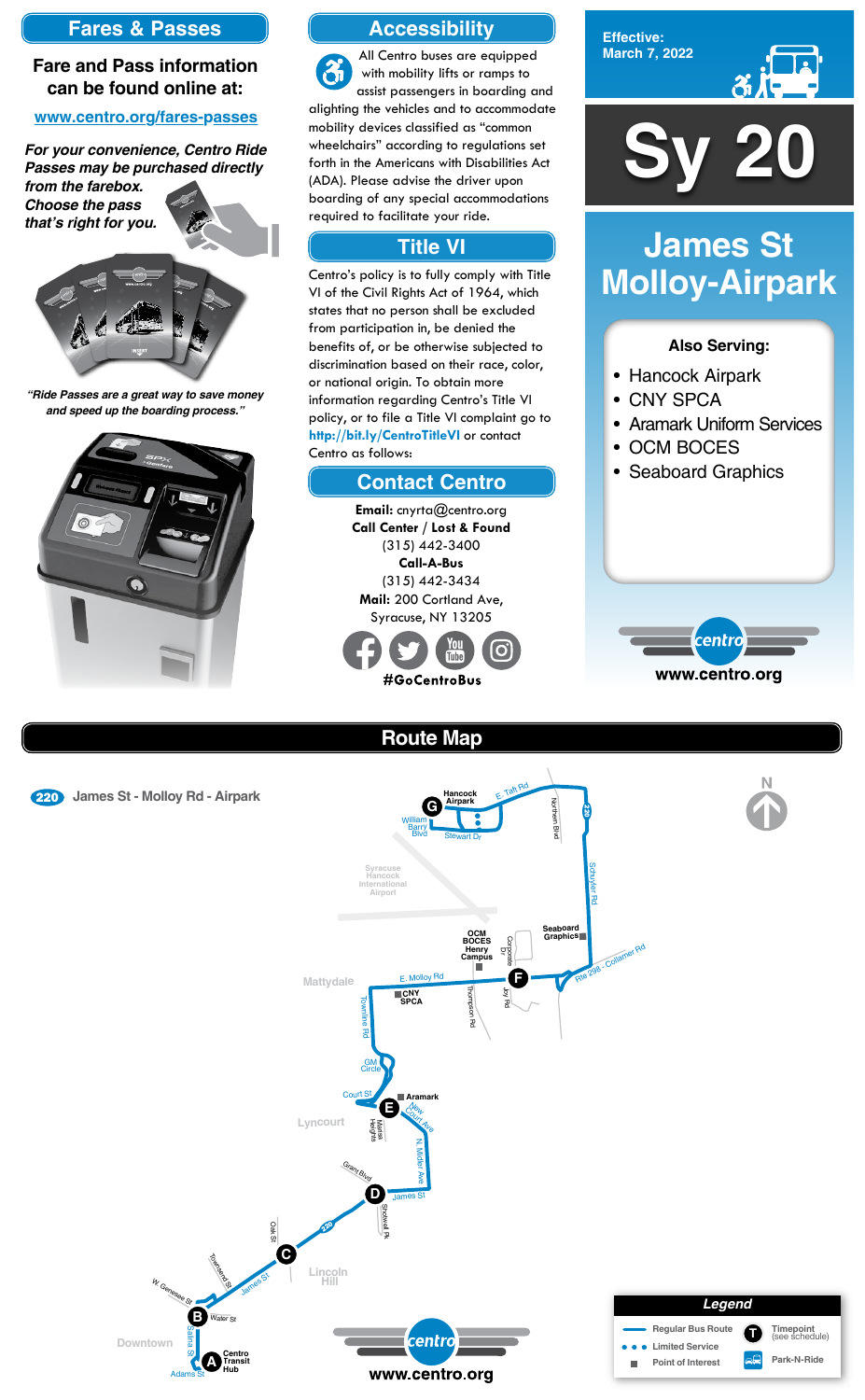## Fares & Passes

**Fare and Pass information can be found online at:**

www.centro.org/fares-passes

*For your convenience, Centro Ride Passes may be purchased directly from the farebox. Choose the pass that's right for you.*

*"Ride Passes are a great way to save money and speed up the boarding process."*

## Accessibility

All Centro buses are equipped with mobility lifts or ramps to assist passengers in boarding and alighting the vehicles and to accommodate mobility devices classified as "common wheelchairs" according to regulations set forth in the Americans with Disabilities Act (ADA). Please advise the driver upon boarding of any special accommodations required to facilitate your ride.

## Title VI

Centro's policy is to fully comply with Title VI of the Civil Rights Act of 1964, which states that no person shall be excluded from participation in, be denied the benefits of, or be otherwise subjected to discrimination based on their race, color, or national origin. To obtain more information regarding Centro's Title VI policy, or to file a Title VI complaint go to **http://bit.ly/CentroTitleVI** or contact Centro as follows:

## Contact Centro

**Email:** cnyrta@centro.org
**Call Center / Lost & Found**
(315) 442-3400
**Call-A-Bus**
(315) 442-3434
**Mail:** 200 Cortland Ave, Syracuse, NY 13205

**#GoCentroBus**

Effective: March 7, 2022

# Sy 20

# James St Molloy-Airpark

**Also Serving:**

- Hancock Airpark
- CNY SPCA
- Aramark Uniform Services
- OCM BOCES
- Seaboard Graphics

www.centro.org

## Route Map

220 James St - Molloy Rd - Airpark

G Hancock Airpark — F E. Molloy Rd — E Court St — D James St — C James St — B Salina St — A Centro Transit Hub

**Legend**

- Regular Bus Route
- Limited Service
- Point of Interest
- Timepoint (see schedule)
- Park-N-Ride

www.centro.org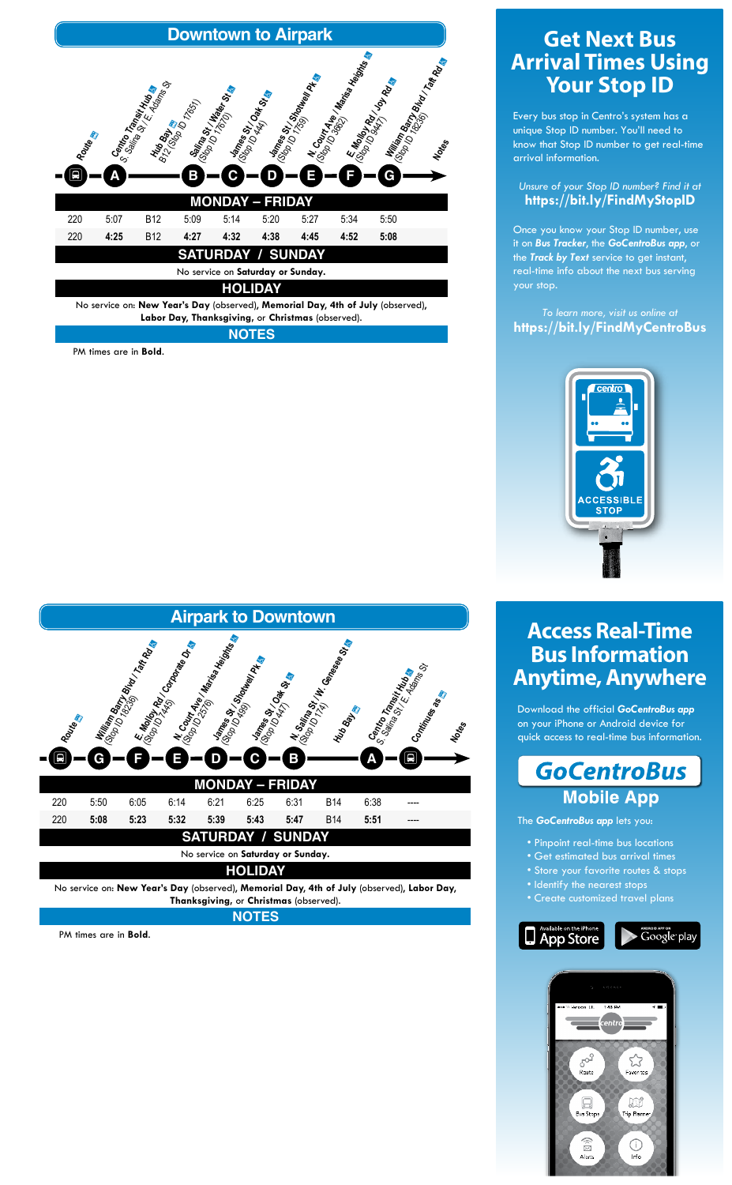## Downtown to Airpark

| Route | Centro Transit Hub S. Salina St / E. Adams St (A) | Hub Bay B12 (Stop ID 17651) | Salina St / Water St (Stop ID 17670) (B) | James St / Oak St (Stop ID 444) (C) | James St / Shotwell Pk (Stop ID 1759) (D) | N. Court Ave / Marisa Heights (Stop ID 3662) (E) | E Molloy Rd / Joy Rd (Stop ID 9447) (F) | William Barry Blvd / Taft Rd (Stop ID 18236) (G) | Notes |
|---|---|---|---|---|---|---|---|---|---|
| **MONDAY – FRIDAY** | | | | | | | | | |
| 220 | 5:07 | B12 | 5:09 | 5:14 | 5:20 | 5:27 | 5:34 | 5:50 | |
| 220 | **4:25** | B12 | **4:27** | **4:32** | **4:38** | **4:45** | **4:52** | **5:08** | |

**SATURDAY / SUNDAY**

No service on **Saturday** or **Sunday**.

**HOLIDAY**

No service on: **New Year's Day** (observed), **Memorial Day**, **4th of July** (observed), **Labor Day**, **Thanksgiving**, or **Christmas** (observed).

**NOTES**

PM times are in **Bold**.

## Airpark to Downtown

| Route | William Barry Blvd / Taft Rd (Stop ID 18236) (G) | E. Molloy Rd / Corporate Dr (Stop ID 7445) (F) | N. Court Ave / Marisa Heights (Stop ID 2576) (E) | James St / Shotwell Pk (Stop ID 499) (D) | James St / Oak St (Stop ID 447) (C) | N. Salina St / W. Genesee St (Stop ID 174) (B) | Hub Bay | Centro Transit Hub S. Salina St / E. Adams St (A) | Continues as | Notes |
|---|---|---|---|---|---|---|---|---|---|---|
| **MONDAY – FRIDAY** | | | | | | | | | | |
| 220 | 5:50 | 6:05 | 6:14 | 6:21 | 6:25 | 6:31 | B14 | 6:38 | ---- | |
| 220 | **5:08** | **5:23** | **5:32** | **5:39** | **5:43** | **5:47** | B14 | **5:51** | ---- | |

**SATURDAY / SUNDAY**

No service on **Saturday** or **Sunday**.

**HOLIDAY**

No service on: **New Year's Day** (observed), **Memorial Day**, **4th of July** (observed), **Labor Day**, **Thanksgiving**, or **Christmas** (observed).

**NOTES**

PM times are in **Bold**.

## Get Next Bus Arrival Times Using Your Stop ID

Every bus stop in Centro's system has a unique Stop ID number. You'll need to know that Stop ID number to get real-time arrival information.

*Unsure of your Stop ID number? Find it at*
**https://bit.ly/FindMyStopID**

Once you know your Stop ID number, use it on ***Bus Tracker***, the ***GoCentroBus app***, or the ***Track by Text*** service to get instant, real-time info about the next bus serving your stop.

*To learn more, visit us online at*
**https://bit.ly/FindMyCentroBus**

centro
ACCESSIBLE STOP

## Access Real-Time Bus Information Anytime, Anywhere

Download the official ***GoCentroBus app*** on your iPhone or Android device for quick access to real-time bus information.

### GoCentroBus Mobile App

The ***GoCentroBus app*** lets you:

- Pinpoint real-time bus locations
- Get estimated bus arrival times
- Store your favorite routes & stops
- Identify the nearest stops
- Create customized travel plans

Available on the iPhone App Store
Android App on Google play